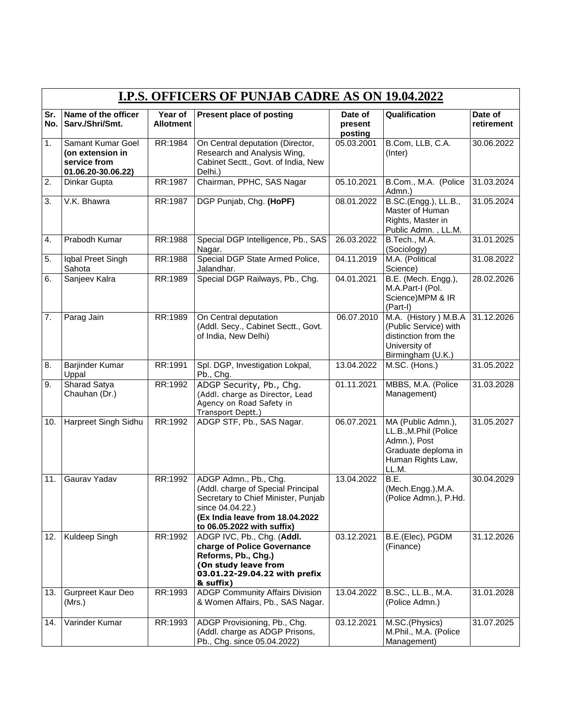## I.P.S. OFFICERS OF PUNJAB CADRE AS ON 19.04.2022

| Sr. No. | Name of the officer Sarv./Shri/Smt. | Year of Allotment | Present place of posting | Date of present posting | Qualification | Date of retirement |
|---|---|---|---|---|---|---|
| 1. | Samant Kumar Goel **(on extension in service from 01.06.20-30.06.22)** | RR:1984 | On Central deputation (Director, Research and Analysis Wing, Cabinet Sectt., Govt. of India, New Delhi.) | 05.03.2001 | B.Com, LLB, C.A. (Inter) | 30.06.2022 |
| 2. | Dinkar Gupta | RR:1987 | Chairman, PPHC, SAS Nagar | 05.10.2021 | B.Com., M.A. (Police Admn.) | 31.03.2024 |
| 3. | V.K. Bhawra | RR:1987 | DGP Punjab, Chg. **(HoPF)** | 08.01.2022 | B.SC.(Engg.), LL.B., Master of Human Rights, Master in Public Admn. , LL.M. | 31.05.2024 |
| 4. | Prabodh Kumar | RR:1988 | Special DGP Intelligence, Pb., SAS Nagar. | 26.03.2022 | B.Tech., M.A. (Sociology) | 31.01.2025 |
| 5. | Iqbal Preet Singh Sahota | RR:1988 | Special DGP State Armed Police, Jalandhar. | 04.11.2019 | M.A. (Political Science) | 31.08.2022 |
| 6. | Sanjeev Kalra | RR:1989 | Special DGP Railways, Pb., Chg. | 04.01.2021 | B.E. (Mech. Engg.), M.A.Part-I (Pol. Science)MPM & IR (Part-I) | 28.02.2026 |
| 7. | Parag Jain | RR:1989 | On Central deputation (Addl. Secy., Cabinet Sectt., Govt. of India, New Delhi) | 06.07.2010 | M.A. (History ) M.B.A (Public Service) with distinction from the University of Birmingham (U.K.) | 31.12.2026 |
| 8. | Barjinder Kumar Uppal | RR:1991 | Spl. DGP, Investigation Lokpal, Pb., Chg. | 13.04.2022 | M.SC. (Hons.) | 31.05.2022 |
| 9. | Sharad Satya Chauhan (Dr.) | RR:1992 | ADGP Security, Pb., Chg. (Addl. charge as Director, Lead Agency on Road Safety in Transport Deptt.) | 01.11.2021 | MBBS, M.A. (Police Management) | 31.03.2028 |
| 10. | Harpreet Singh Sidhu | RR:1992 | ADGP STF, Pb., SAS Nagar. | 06.07.2021 | MA (Public Admn.), LL.B.,M.Phil (Police Admn.), Post Graduate deploma in Human Rights Law, LL.M. | 31.05.2027 |
| 11. | Gaurav Yadav | RR:1992 | ADGP Admn., Pb., Chg. (Addl. charge of Special Principal Secretary to Chief Minister, Punjab since 04.04.22.) **(Ex India leave from 18.04.2022 to 06.05.2022 with suffix)** | 13.04.2022 | B.E. (Mech.Engg.),M.A. (Police Admn.), P.Hd. | 30.04.2029 |
| 12. | Kuldeep Singh | RR:1992 | ADGP IVC, Pb., Chg. (**Addl. charge of Police Governance Reforms, Pb., Chg.) (On study leave from 03.01.22-29.04.22 with prefix & suffix)** | 03.12.2021 | B.E.(Elec), PGDM (Finance) | 31.12.2026 |
| 13. | Gurpreet Kaur Deo (Mrs.) | RR:1993 | ADGP Community Affairs Division & Women Affairs, Pb., SAS Nagar. | 13.04.2022 | B.SC., LL.B., M.A. (Police Admn.) | 31.01.2028 |
| 14. | Varinder Kumar | RR:1993 | ADGP Provisioning, Pb., Chg. (Addl. charge as ADGP Prisons, Pb., Chg. since 05.04.2022) | 03.12.2021 | M.SC.(Physics) M.Phil., M.A. (Police Management) | 31.07.2025 |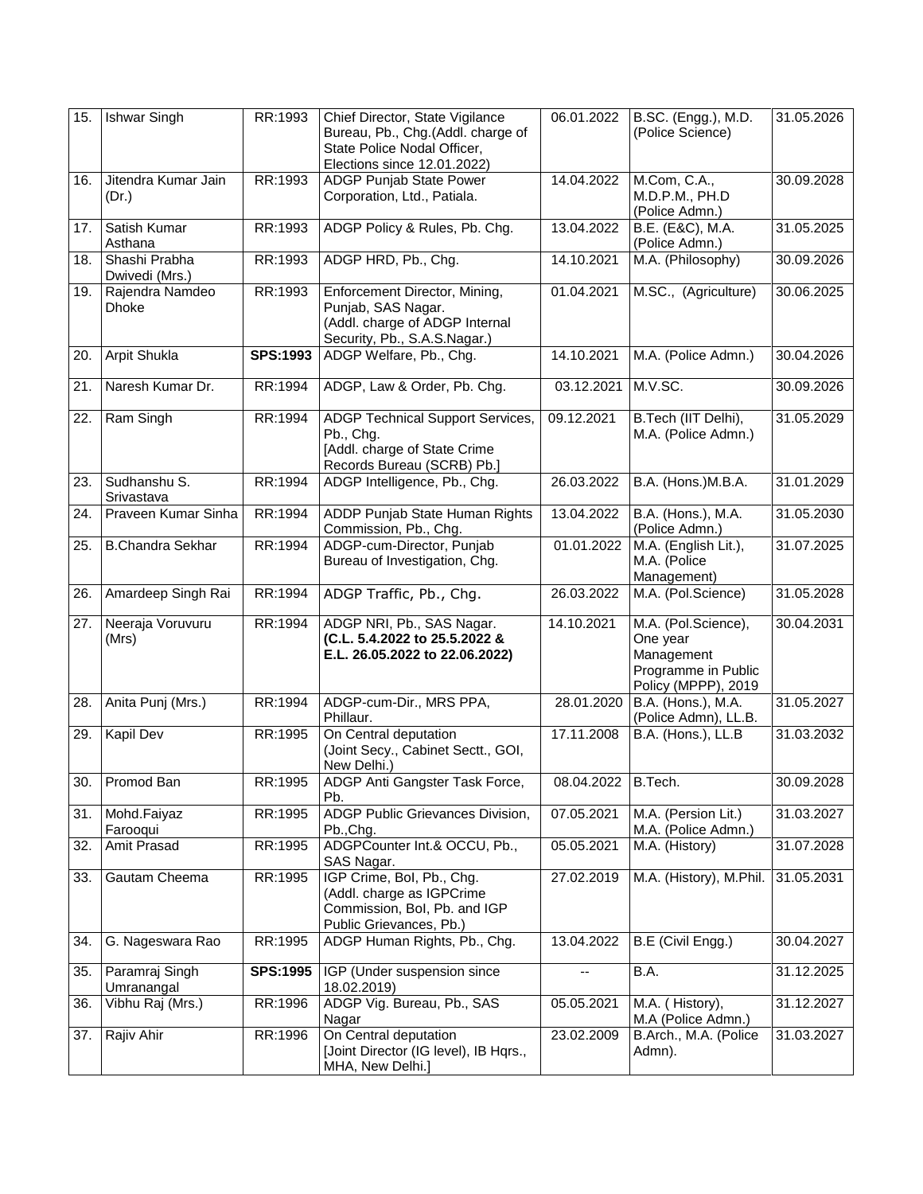| 15. | Ishwar Singh | RR:1993 | Chief Director, State Vigilance Bureau, Pb., Chg.(Addl. charge of State Police Nodal Officer, Elections since 12.01.2022) | 06.01.2022 | B.SC. (Engg.), M.D. (Police Science) | 31.05.2026 |
|---|---|---|---|---|---|---|
| 16. | Jitendra Kumar Jain (Dr.) | RR:1993 | ADGP Punjab State Power Corporation, Ltd., Patiala. | 14.04.2022 | M.Com, C.A., M.D.P.M., PH.D (Police Admn.) | 30.09.2028 |
| 17. | Satish Kumar Asthana | RR:1993 | ADGP Policy & Rules, Pb. Chg. | 13.04.2022 | B.E. (E&C), M.A. (Police Admn.) | 31.05.2025 |
| 18. | Shashi Prabha Dwivedi (Mrs.) | RR:1993 | ADGP HRD, Pb., Chg. | 14.10.2021 | M.A. (Philosophy) | 30.09.2026 |
| 19. | Rajendra Namdeo Dhoke | RR:1993 | Enforcement Director, Mining, Punjab, SAS Nagar. (Addl. charge of ADGP Internal Security, Pb., S.A.S.Nagar.) | 01.04.2021 | M.SC., (Agriculture) | 30.06.2025 |
| 20. | Arpit Shukla | **SPS:1993** | ADGP Welfare, Pb., Chg. | 14.10.2021 | M.A. (Police Admn.) | 30.04.2026 |
| 21. | Naresh Kumar Dr. | RR:1994 | ADGP, Law & Order, Pb. Chg. | 03.12.2021 | M.V.SC. | 30.09.2026 |
| 22. | Ram Singh | RR:1994 | ADGP Technical Support Services, Pb., Chg. [Addl. charge of State Crime Records Bureau (SCRB) Pb.] | 09.12.2021 | B.Tech (IIT Delhi), M.A. (Police Admn.) | 31.05.2029 |
| 23. | Sudhanshu S. Srivastava | RR:1994 | ADGP Intelligence, Pb., Chg. | 26.03.2022 | B.A. (Hons.)M.B.A. | 31.01.2029 |
| 24. | Praveen Kumar Sinha | RR:1994 | ADDP Punjab State Human Rights Commission, Pb., Chg. | 13.04.2022 | B.A. (Hons.), M.A. (Police Admn.) | 31.05.2030 |
| 25. | B.Chandra Sekhar | RR:1994 | ADGP-cum-Director, Punjab Bureau of Investigation, Chg. | 01.01.2022 | M.A. (English Lit.), M.A. (Police Management) | 31.07.2025 |
| 26. | Amardeep Singh Rai | RR:1994 | ADGP Traffic, Pb., Chg. | 26.03.2022 | M.A. (Pol.Science) | 31.05.2028 |
| 27. | Neeraja Voruvuru (Mrs) | RR:1994 | ADGP NRI, Pb., SAS Nagar. **(C.L. 5.4.2022 to 25.5.2022 & E.L. 26.05.2022 to 22.06.2022)** | 14.10.2021 | M.A. (Pol.Science), One year Management Programme in Public Policy (MPPP), 2019 | 30.04.2031 |
| 28. | Anita Punj (Mrs.) | RR:1994 | ADGP-cum-Dir., MRS PPA, Phillaur. | 28.01.2020 | B.A. (Hons.), M.A. (Police Admn), LL.B. | 31.05.2027 |
| 29. | Kapil Dev | RR:1995 | On Central deputation (Joint Secy., Cabinet Sectt., GOI, New Delhi.) | 17.11.2008 | B.A. (Hons.), LL.B | 31.03.2032 |
| 30. | Promod Ban | RR:1995 | ADGP Anti Gangster Task Force, Pb. | 08.04.2022 | B.Tech. | 30.09.2028 |
| 31. | Mohd.Faiyaz Farooqui | RR:1995 | ADGP Public Grievances Division, Pb.,Chg. | 07.05.2021 | M.A. (Persion Lit.) M.A. (Police Admn.) | 31.03.2027 |
| 32. | Amit Prasad | RR:1995 | ADGPCounter Int.& OCCU, Pb., SAS Nagar. | 05.05.2021 | M.A. (History) | 31.07.2028 |
| 33. | Gautam Cheema | RR:1995 | IGP Crime, BoI, Pb., Chg. (Addl. charge as IGPCrime Commission, BoI, Pb. and IGP Public Grievances, Pb.) | 27.02.2019 | M.A. (History), M.Phil. | 31.05.2031 |
| 34. | G. Nageswara Rao | RR:1995 | ADGP Human Rights, Pb., Chg. | 13.04.2022 | B.E (Civil Engg.) | 30.04.2027 |
| 35. | Paramraj Singh Umranangal | **SPS:1995** | IGP (Under suspension since 18.02.2019) | -- | B.A. | 31.12.2025 |
| 36. | Vibhu Raj (Mrs.) | RR:1996 | ADGP Vig. Bureau, Pb., SAS Nagar | 05.05.2021 | M.A. ( History), M.A (Police Admn.) | 31.12.2027 |
| 37. | Rajiv Ahir | RR:1996 | On Central deputation [Joint Director (IG level), IB Hqrs., MHA, New Delhi.] | 23.02.2009 | B.Arch., M.A. (Police Admn). | 31.03.2027 |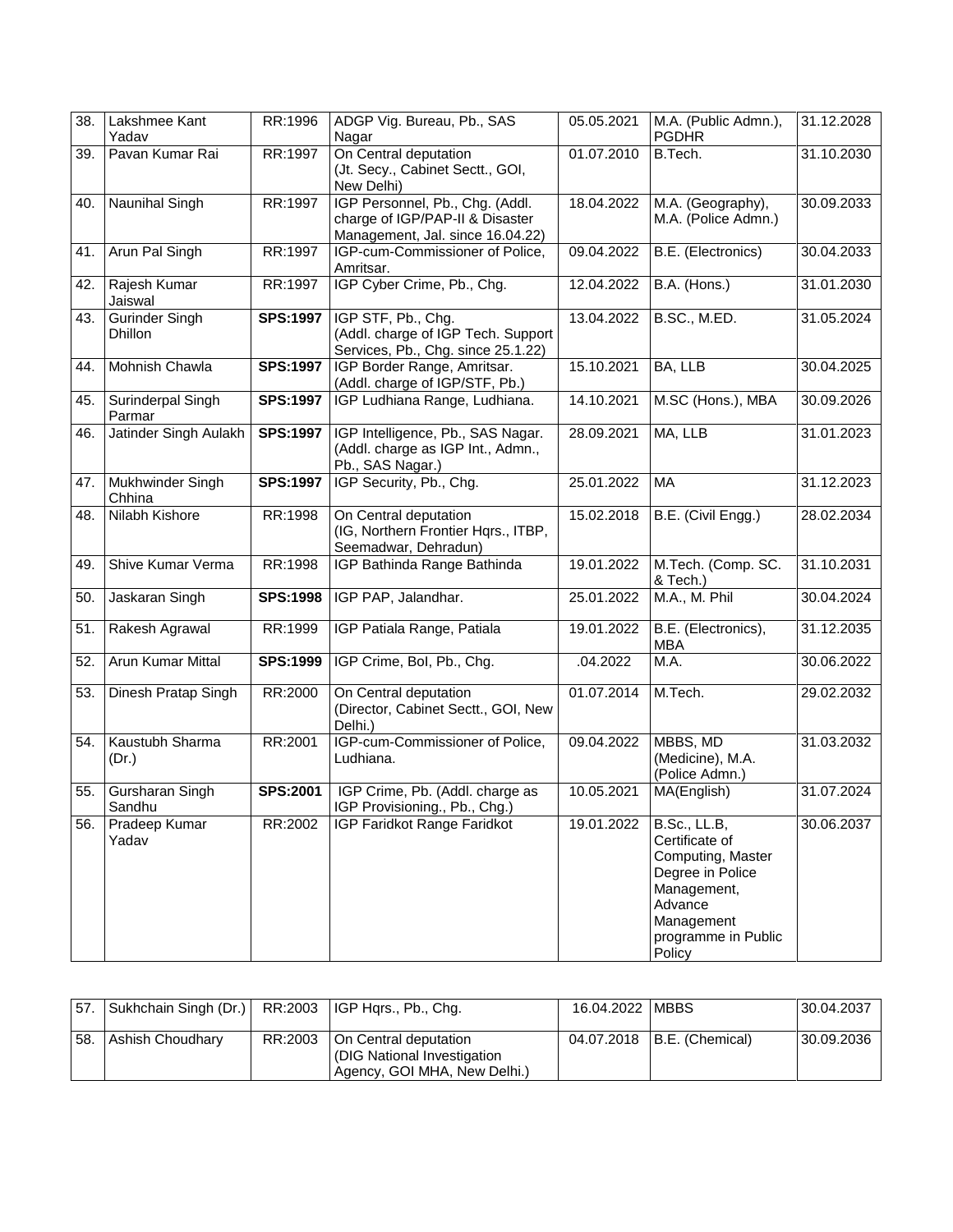| 38. | Lakshmee Kant Yadav | RR:1996 | ADGP Vig. Bureau, Pb., SAS Nagar | 05.05.2021 | M.A. (Public Admn.), PGDHR | 31.12.2028 |
|---|---|---|---|---|---|---|
| 39. | Pavan Kumar Rai | RR:1997 | On Central deputation (Jt. Secy., Cabinet Sectt., GOI, New Delhi) | 01.07.2010 | B.Tech. | 31.10.2030 |
| 40. | Naunihal Singh | RR:1997 | IGP Personnel, Pb., Chg. (Addl. charge of IGP/PAP-II & Disaster Management, Jal. since 16.04.22) | 18.04.2022 | M.A. (Geography), M.A. (Police Admn.) | 30.09.2033 |
| 41. | Arun Pal Singh | RR:1997 | IGP-cum-Commissioner of Police, Amritsar. | 09.04.2022 | B.E. (Electronics) | 30.04.2033 |
| 42. | Rajesh Kumar Jaiswal | RR:1997 | IGP Cyber Crime, Pb., Chg. | 12.04.2022 | B.A. (Hons.) | 31.01.2030 |
| 43. | Gurinder Singh Dhillon | **SPS:1997** | IGP STF, Pb., Chg. (Addl. charge of IGP Tech. Support Services, Pb., Chg. since 25.1.22) | 13.04.2022 | B.SC., M.ED. | 31.05.2024 |
| 44. | Mohnish Chawla | **SPS:1997** | IGP Border Range, Amritsar. (Addl. charge of IGP/STF, Pb.) | 15.10.2021 | BA, LLB | 30.04.2025 |
| 45. | Surinderpal Singh Parmar | **SPS:1997** | IGP Ludhiana Range, Ludhiana. | 14.10.2021 | M.SC (Hons.), MBA | 30.09.2026 |
| 46. | Jatinder Singh Aulakh | **SPS:1997** | IGP Intelligence, Pb., SAS Nagar. (Addl. charge as IGP Int., Admn., Pb., SAS Nagar.) | 28.09.2021 | MA, LLB | 31.01.2023 |
| 47. | Mukhwinder Singh Chhina | **SPS:1997** | IGP Security, Pb., Chg. | 25.01.2022 | MA | 31.12.2023 |
| 48. | Nilabh Kishore | RR:1998 | On Central deputation (IG, Northern Frontier Hqrs., ITBP, Seemadwar, Dehradun) | 15.02.2018 | B.E. (Civil Engg.) | 28.02.2034 |
| 49. | Shive Kumar Verma | RR:1998 | IGP Bathinda Range Bathinda | 19.01.2022 | M.Tech. (Comp. SC. & Tech.) | 31.10.2031 |
| 50. | Jaskaran Singh | **SPS:1998** | IGP PAP, Jalandhar. | 25.01.2022 | M.A., M. Phil | 30.04.2024 |
| 51. | Rakesh Agrawal | RR:1999 | IGP Patiala Range, Patiala | 19.01.2022 | B.E. (Electronics), MBA | 31.12.2035 |
| 52. | Arun Kumar Mittal | **SPS:1999** | IGP Crime, BoI, Pb., Chg. | .04.2022 | M.A. | 30.06.2022 |
| 53. | Dinesh Pratap Singh | RR:2000 | On Central deputation (Director, Cabinet Sectt., GOI, New Delhi.) | 01.07.2014 | M.Tech. | 29.02.2032 |
| 54. | Kaustubh Sharma (Dr.) | RR:2001 | IGP-cum-Commissioner of Police, Ludhiana. | 09.04.2022 | MBBS, MD (Medicine), M.A. (Police Admn.) | 31.03.2032 |
| 55. | Gursharan Singh Sandhu | **SPS:2001** | IGP Crime, Pb. (Addl. charge as IGP Provisioning., Pb., Chg.) | 10.05.2021 | MA(English) | 31.07.2024 |
| 56. | Pradeep Kumar Yadav | RR:2002 | IGP Faridkot Range Faridkot | 19.01.2022 | B.Sc., LL.B, Certificate of Computing, Master Degree in Police Management, Advance Management programme in Public Policy | 30.06.2037 |
| 57. | Sukhchain Singh (Dr.) | RR:2003 | IGP Hqrs., Pb., Chg. | 16.04.2022 | MBBS | 30.04.2037 |
| 58. | Ashish Choudhary | RR:2003 | On Central deputation (DIG National Investigation Agency, GOI MHA, New Delhi.) | 04.07.2018 | B.E. (Chemical) | 30.09.2036 |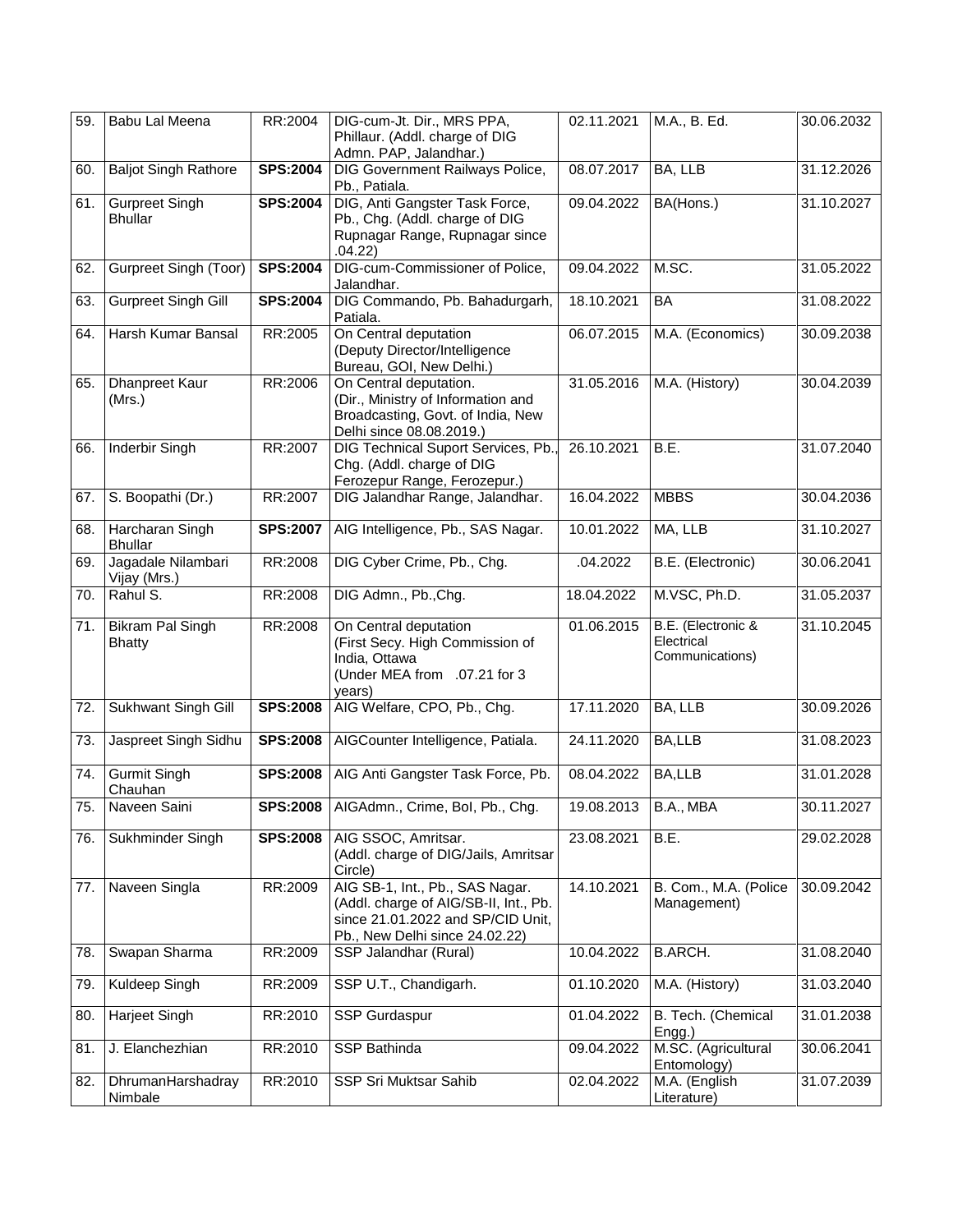| 59. | Babu Lal Meena | RR:2004 | DIG-cum-Jt. Dir., MRS PPA, Phillaur. (Addl. charge of DIG Admn. PAP, Jalandhar.) | 02.11.2021 | M.A., B. Ed. | 30.06.2032 |
|---|---|---|---|---|---|---|
| 60. | Baljot Singh Rathore | **SPS:2004** | DIG Government Railways Police, Pb., Patiala. | 08.07.2017 | BA, LLB | 31.12.2026 |
| 61. | Gurpreet Singh Bhullar | **SPS:2004** | DIG, Anti Gangster Task Force, Pb., Chg. (Addl. charge of DIG Rupnagar Range, Rupnagar since .04.22) | 09.04.2022 | BA(Hons.) | 31.10.2027 |
| 62. | Gurpreet Singh (Toor) | **SPS:2004** | DIG-cum-Commissioner of Police, Jalandhar. | 09.04.2022 | M.SC. | 31.05.2022 |
| 63. | Gurpreet Singh Gill | **SPS:2004** | DIG Commando, Pb. Bahadurgarh, Patiala. | 18.10.2021 | BA | 31.08.2022 |
| 64. | Harsh Kumar Bansal | RR:2005 | On Central deputation (Deputy Director/Intelligence Bureau, GOI, New Delhi.) | 06.07.2015 | M.A. (Economics) | 30.09.2038 |
| 65. | Dhanpreet Kaur (Mrs.) | RR:2006 | On Central deputation. (Dir., Ministry of Information and Broadcasting, Govt. of India, New Delhi since 08.08.2019.) | 31.05.2016 | M.A. (History) | 30.04.2039 |
| 66. | Inderbir Singh | RR:2007 | DIG Technical Suport Services, Pb., Chg. (Addl. charge of DIG Ferozepur Range, Ferozepur.) | 26.10.2021 | B.E. | 31.07.2040 |
| 67. | S. Boopathi (Dr.) | RR:2007 | DIG Jalandhar Range, Jalandhar. | 16.04.2022 | MBBS | 30.04.2036 |
| 68. | Harcharan Singh Bhullar | **SPS:2007** | AIG Intelligence, Pb., SAS Nagar. | 10.01.2022 | MA, LLB | 31.10.2027 |
| 69. | Jagadale Nilambari Vijay (Mrs.) | RR:2008 | DIG Cyber Crime, Pb., Chg. | .04.2022 | B.E. (Electronic) | 30.06.2041 |
| 70. | Rahul S. | RR:2008 | DIG Admn., Pb.,Chg. | 18.04.2022 | M.VSC, Ph.D. | 31.05.2037 |
| 71. | Bikram Pal Singh Bhatty | RR:2008 | On Central deputation (First Secy. High Commission of India, Ottawa (Under MEA from .07.21 for 3 years) | 01.06.2015 | B.E. (Electronic & Electrical Communications) | 31.10.2045 |
| 72. | Sukhwant Singh Gill | **SPS:2008** | AIG Welfare, CPO, Pb., Chg. | 17.11.2020 | BA, LLB | 30.09.2026 |
| 73. | Jaspreet Singh Sidhu | **SPS:2008** | AIGCounter Intelligence, Patiala. | 24.11.2020 | BA,LLB | 31.08.2023 |
| 74. | Gurmit Singh Chauhan | **SPS:2008** | AIG Anti Gangster Task Force, Pb. | 08.04.2022 | BA,LLB | 31.01.2028 |
| 75. | Naveen Saini | **SPS:2008** | AIGAdmn., Crime, BoI, Pb., Chg. | 19.08.2013 | B.A., MBA | 30.11.2027 |
| 76. | Sukhminder Singh | **SPS:2008** | AIG SSOC, Amritsar. (Addl. charge of DIG/Jails, Amritsar Circle) | 23.08.2021 | B.E. | 29.02.2028 |
| 77. | Naveen Singla | RR:2009 | AIG SB-1, Int., Pb., SAS Nagar. (Addl. charge of AIG/SB-II, Int., Pb. since 21.01.2022 and SP/CID Unit, Pb., New Delhi since 24.02.22) | 14.10.2021 | B. Com., M.A. (Police Management) | 30.09.2042 |
| 78. | Swapan Sharma | RR:2009 | SSP Jalandhar (Rural) | 10.04.2022 | B.ARCH. | 31.08.2040 |
| 79. | Kuldeep Singh | RR:2009 | SSP U.T., Chandigarh. | 01.10.2020 | M.A. (History) | 31.03.2040 |
| 80. | Harjeet Singh | RR:2010 | SSP Gurdaspur | 01.04.2022 | B. Tech. (Chemical Engg.) | 31.01.2038 |
| 81. | J. Elanchezhian | RR:2010 | SSP Bathinda | 09.04.2022 | M.SC. (Agricultural Entomology) | 30.06.2041 |
| 82. | DhrumanHarshadray Nimbale | RR:2010 | SSP Sri Muktsar Sahib | 02.04.2022 | M.A. (English Literature) | 31.07.2039 |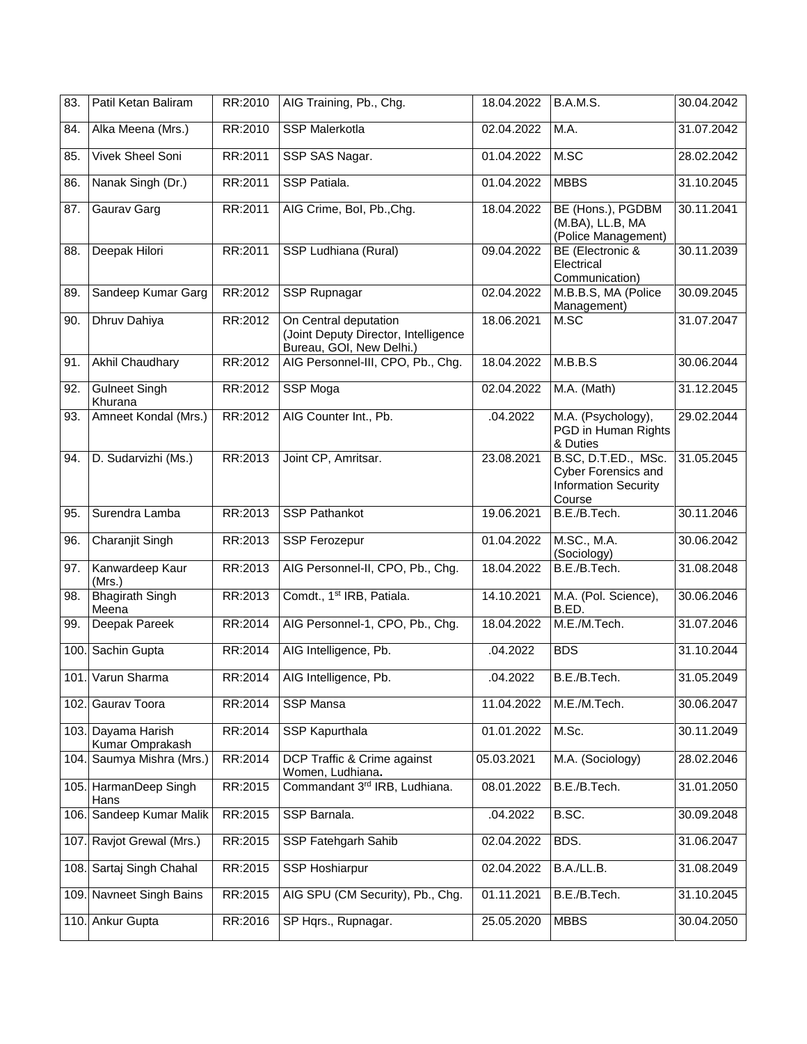| 83. | Patil Ketan Baliram | RR:2010 | AIG Training, Pb., Chg. | 18.04.2022 | B.A.M.S. | 30.04.2042 |
|---|---|---|---|---|---|---|
| 84. | Alka Meena (Mrs.) | RR:2010 | SSP Malerkotla | 02.04.2022 | M.A. | 31.07.2042 |
| 85. | Vivek Sheel Soni | RR:2011 | SSP SAS Nagar. | 01.04.2022 | M.SC | 28.02.2042 |
| 86. | Nanak Singh (Dr.) | RR:2011 | SSP Patiala. | 01.04.2022 | MBBS | 31.10.2045 |
| 87. | Gaurav Garg | RR:2011 | AIG Crime, BoI, Pb.,Chg. | 18.04.2022 | BE (Hons.), PGDBM (M.BA), LL.B, MA (Police Management) | 30.11.2041 |
| 88. | Deepak Hilori | RR:2011 | SSP Ludhiana (Rural) | 09.04.2022 | BE (Electronic & Electrical Communication) | 30.11.2039 |
| 89. | Sandeep Kumar Garg | RR:2012 | SSP Rupnagar | 02.04.2022 | M.B.B.S, MA (Police Management) | 30.09.2045 |
| 90. | Dhruv Dahiya | RR:2012 | On Central deputation (Joint Deputy Director, Intelligence Bureau, GOI, New Delhi.) | 18.06.2021 | M.SC | 31.07.2047 |
| 91. | Akhil Chaudhary | RR:2012 | AIG Personnel-III, CPO, Pb., Chg. | 18.04.2022 | M.B.B.S | 30.06.2044 |
| 92. | Gulneet Singh Khurana | RR:2012 | SSP Moga | 02.04.2022 | M.A. (Math) | 31.12.2045 |
| 93. | Amneet Kondal (Mrs.) | RR:2012 | AIG Counter Int., Pb. | .04.2022 | M.A. (Psychology), PGD in Human Rights & Duties | 29.02.2044 |
| 94. | D. Sudarvizhi (Ms.) | RR:2013 | Joint CP, Amritsar. | 23.08.2021 | B.SC, D.T.ED., MSc. Cyber Forensics and Information Security Course | 31.05.2045 |
| 95. | Surendra Lamba | RR:2013 | SSP Pathankot | 19.06.2021 | B.E./B.Tech. | 30.11.2046 |
| 96. | Charanjit Singh | RR:2013 | SSP Ferozepur | 01.04.2022 | M.SC., M.A. (Sociology) | 30.06.2042 |
| 97. | Kanwardeep Kaur (Mrs.) | RR:2013 | AIG Personnel-II, CPO, Pb., Chg. | 18.04.2022 | B.E./B.Tech. | 31.08.2048 |
| 98. | Bhagirath Singh Meena | RR:2013 | Comdt., 1st IRB, Patiala. | 14.10.2021 | M.A. (Pol. Science), B.ED. | 30.06.2046 |
| 99. | Deepak Pareek | RR:2014 | AIG Personnel-1, CPO, Pb., Chg. | 18.04.2022 | M.E./M.Tech. | 31.07.2046 |
| 100. | Sachin Gupta | RR:2014 | AIG Intelligence, Pb. | .04.2022 | BDS | 31.10.2044 |
| 101. | Varun Sharma | RR:2014 | AIG Intelligence, Pb. | .04.2022 | B.E./B.Tech. | 31.05.2049 |
| 102. | Gaurav Toora | RR:2014 | SSP Mansa | 11.04.2022 | M.E./M.Tech. | 30.06.2047 |
| 103. | Dayama Harish Kumar Omprakash | RR:2014 | SSP Kapurthala | 01.01.2022 | M.Sc. | 30.11.2049 |
| 104. | Saumya Mishra (Mrs.) | RR:2014 | DCP Traffic & Crime against Women, Ludhiana. | 05.03.2021 | M.A. (Sociology) | 28.02.2046 |
| 105. | HarmanDeep Singh Hans | RR:2015 | Commandant 3rd IRB, Ludhiana. | 08.01.2022 | B.E./B.Tech. | 31.01.2050 |
| 106. | Sandeep Kumar Malik | RR:2015 | SSP Barnala. | .04.2022 | B.SC. | 30.09.2048 |
| 107. | Ravjot Grewal (Mrs.) | RR:2015 | SSP Fatehgarh Sahib | 02.04.2022 | BDS. | 31.06.2047 |
| 108. | Sartaj Singh Chahal | RR:2015 | SSP Hoshiarpur | 02.04.2022 | B.A./LL.B. | 31.08.2049 |
| 109. | Navneet Singh Bains | RR:2015 | AIG SPU (CM Security), Pb., Chg. | 01.11.2021 | B.E./B.Tech. | 31.10.2045 |
| 110. | Ankur Gupta | RR:2016 | SP Hqrs., Rupnagar. | 25.05.2020 | MBBS | 30.04.2050 |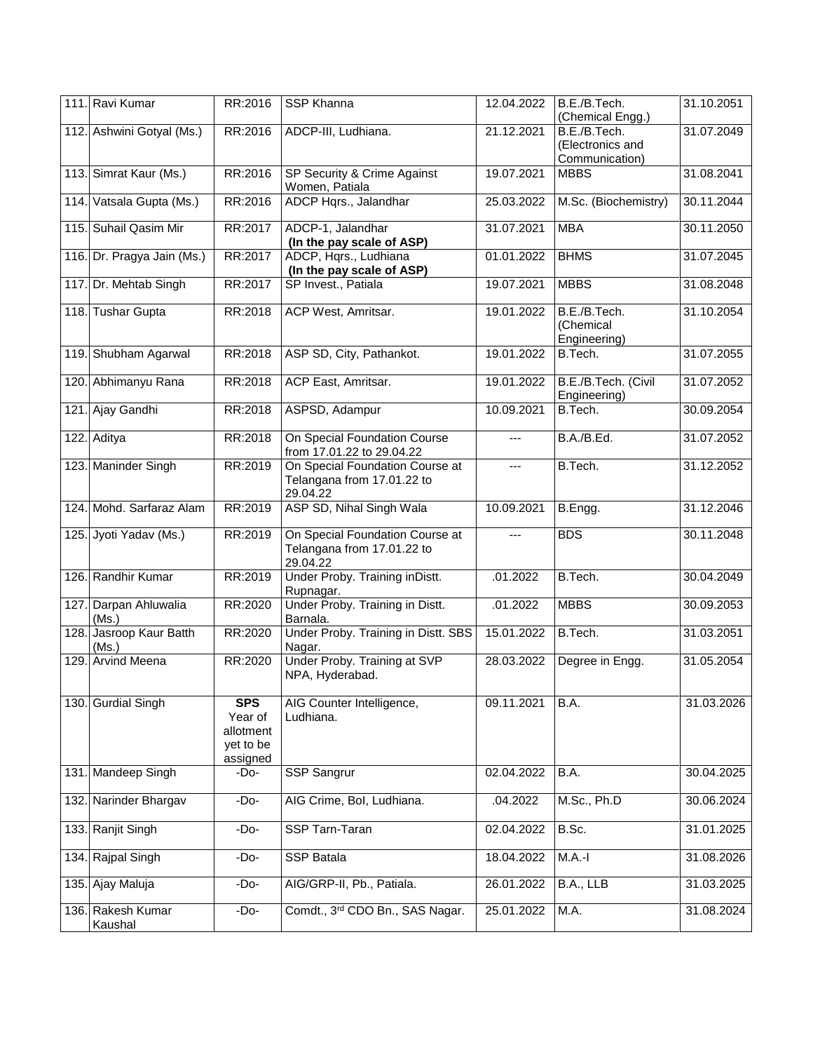| | | | | | | |
|---|---|---|---|---|---|---|
| 111. | Ravi Kumar | RR:2016 | SSP Khanna | 12.04.2022 | B.E./B.Tech. (Chemical Engg.) | 31.10.2051 |
| 112. | Ashwini Gotyal (Ms.) | RR:2016 | ADCP-III, Ludhiana. | 21.12.2021 | B.E./B.Tech. (Electronics and Communication) | 31.07.2049 |
| 113. | Simrat Kaur (Ms.) | RR:2016 | SP Security & Crime Against Women, Patiala | 19.07.2021 | MBBS | 31.08.2041 |
| 114. | Vatsala Gupta (Ms.) | RR:2016 | ADCP Hqrs., Jalandhar | 25.03.2022 | M.Sc. (Biochemistry) | 30.11.2044 |
| 115. | Suhail Qasim Mir | RR:2017 | ADCP-1, Jalandhar **(In the pay scale of ASP)** | 31.07.2021 | MBA | 30.11.2050 |
| 116. | Dr. Pragya Jain (Ms.) | RR:2017 | ADCP, Hqrs., Ludhiana **(In the pay scale of ASP)** | 01.01.2022 | BHMS | 31.07.2045 |
| 117. | Dr. Mehtab Singh | RR:2017 | SP Invest., Patiala | 19.07.2021 | MBBS | 31.08.2048 |
| 118. | Tushar Gupta | RR:2018 | ACP West, Amritsar. | 19.01.2022 | B.E./B.Tech. (Chemical Engineering) | 31.10.2054 |
| 119. | Shubham Agarwal | RR:2018 | ASP SD, City, Pathankot. | 19.01.2022 | B.Tech. | 31.07.2055 |
| 120. | Abhimanyu Rana | RR:2018 | ACP East, Amritsar. | 19.01.2022 | B.E./B.Tech. (Civil Engineering) | 31.07.2052 |
| 121. | Ajay Gandhi | RR:2018 | ASPSD, Adampur | 10.09.2021 | B.Tech. | 30.09.2054 |
| 122. | Aditya | RR:2018 | On Special Foundation Course from 17.01.22 to 29.04.22 | --- | B.A./B.Ed. | 31.07.2052 |
| 123. | Maninder Singh | RR:2019 | On Special Foundation Course at Telangana from 17.01.22 to 29.04.22 | --- | B.Tech. | 31.12.2052 |
| 124. | Mohd. Sarfaraz Alam | RR:2019 | ASP SD, Nihal Singh Wala | 10.09.2021 | B.Engg. | 31.12.2046 |
| 125. | Jyoti Yadav (Ms.) | RR:2019 | On Special Foundation Course at Telangana from 17.01.22 to 29.04.22 | --- | BDS | 30.11.2048 |
| 126. | Randhir Kumar | RR:2019 | Under Proby. Training inDistt. Rupnagar. | .01.2022 | B.Tech. | 30.04.2049 |
| 127. | Darpan Ahluwalia (Ms.) | RR:2020 | Under Proby. Training in Distt. Barnala. | .01.2022 | MBBS | 30.09.2053 |
| 128. | Jasroop Kaur Batth (Ms.) | RR:2020 | Under Proby. Training in Distt. SBS Nagar. | 15.01.2022 | B.Tech. | 31.03.2051 |
| 129. | Arvind Meena | RR:2020 | Under Proby. Training at SVP NPA, Hyderabad. | 28.03.2022 | Degree in Engg. | 31.05.2054 |
| 130. | Gurdial Singh | **SPS** Year of allotment yet to be assigned | AIG Counter Intelligence, Ludhiana. | 09.11.2021 | B.A. | 31.03.2026 |
| 131. | Mandeep Singh | -Do- | SSP Sangrur | 02.04.2022 | B.A. | 30.04.2025 |
| 132. | Narinder Bhargav | -Do- | AIG Crime, BoI, Ludhiana. | .04.2022 | M.Sc., Ph.D | 30.06.2024 |
| 133. | Ranjit Singh | -Do- | SSP Tarn-Taran | 02.04.2022 | B.Sc. | 31.01.2025 |
| 134. | Rajpal Singh | -Do- | SSP Batala | 18.04.2022 | M.A.-I | 31.08.2026 |
| 135. | Ajay Maluja | -Do- | AIG/GRP-II, Pb., Patiala. | 26.01.2022 | B.A., LLB | 31.03.2025 |
| 136. | Rakesh Kumar Kaushal | -Do- | Comdt., 3rd CDO Bn., SAS Nagar. | 25.01.2022 | M.A. | 31.08.2024 |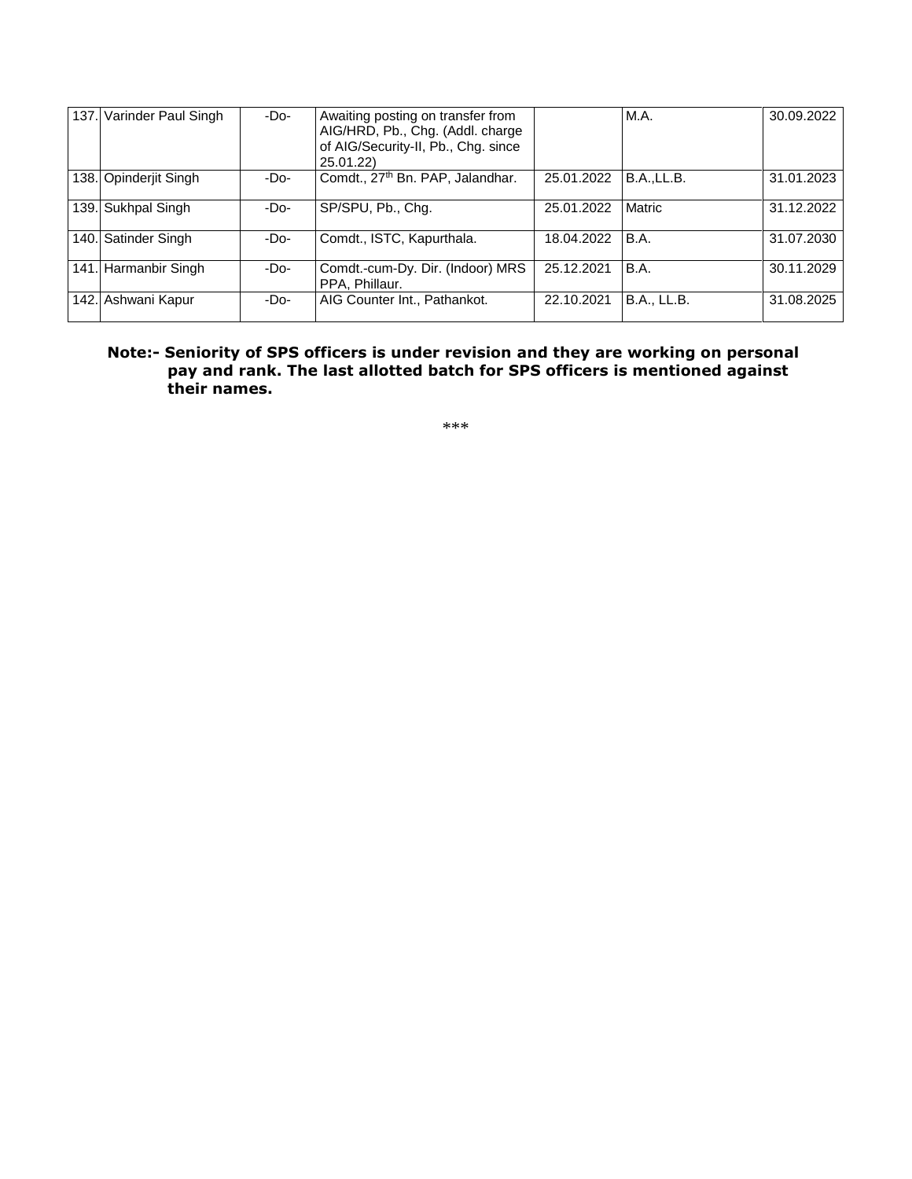| | | | | | | |
|---|---|---|---|---|---|---|
| 137. | Varinder Paul Singh | -Do- | Awaiting posting on transfer from AIG/HRD, Pb., Chg. (Addl. charge of AIG/Security-II, Pb., Chg. since 25.01.22) | | M.A. | 30.09.2022 |
| 138. | Opinderjit Singh | -Do- | Comdt., 27th Bn. PAP, Jalandhar. | 25.01.2022 | B.A.,LL.B. | 31.01.2023 |
| 139. | Sukhpal Singh | -Do- | SP/SPU, Pb., Chg. | 25.01.2022 | Matric | 31.12.2022 |
| 140. | Satinder Singh | -Do- | Comdt., ISTC, Kapurthala. | 18.04.2022 | B.A. | 31.07.2030 |
| 141. | Harmanbir Singh | -Do- | Comdt.-cum-Dy. Dir. (Indoor) MRS PPA, Phillaur. | 25.12.2021 | B.A. | 30.11.2029 |
| 142. | Ashwani Kapur | -Do- | AIG Counter Int., Pathankot. | 22.10.2021 | B.A., LL.B. | 31.08.2025 |

**Note:- Seniority of SPS officers is under revision and they are working on personal pay and rank. The last allotted batch for SPS officers is mentioned against their names.**

***